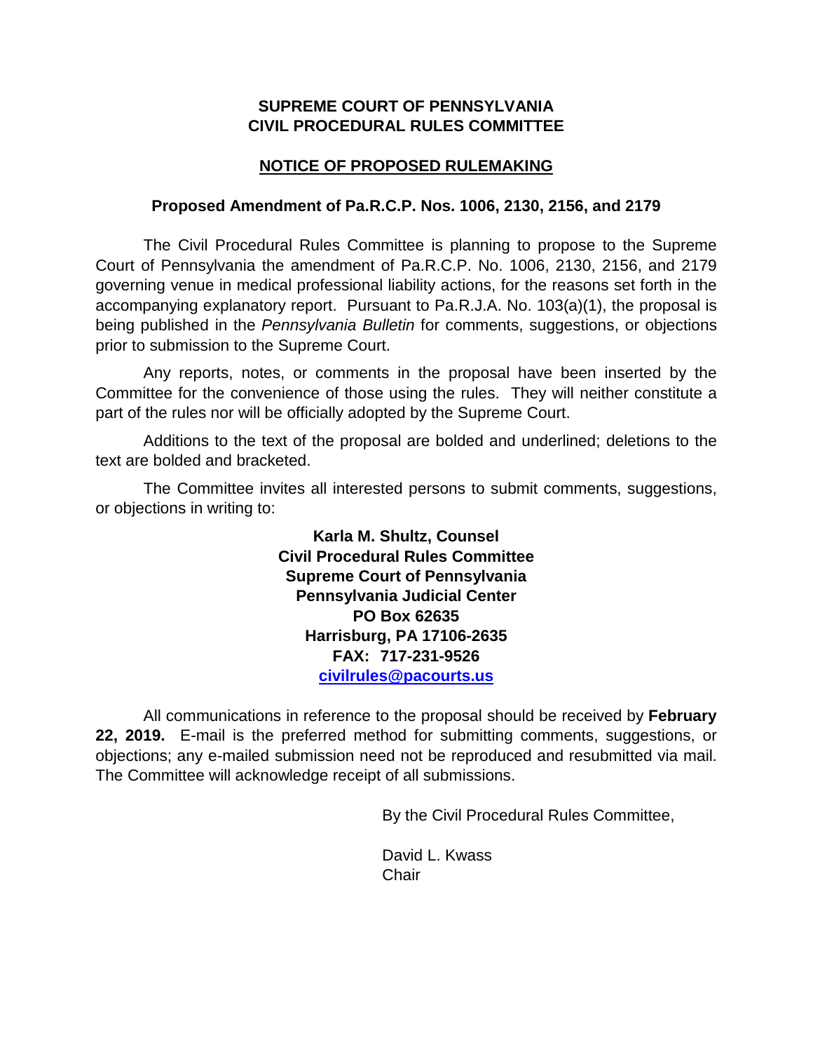**SUPREME COURT OF PENNSYLVANIA**
**CIVIL PROCEDURAL RULES COMMITTEE**

**NOTICE OF PROPOSED RULEMAKING**

**Proposed Amendment of Pa.R.C.P. Nos. 1006, 2130, 2156, and 2179**

The Civil Procedural Rules Committee is planning to propose to the Supreme Court of Pennsylvania the amendment of Pa.R.C.P. No. 1006, 2130, 2156, and 2179 governing venue in medical professional liability actions, for the reasons set forth in the accompanying explanatory report. Pursuant to Pa.R.J.A. No. 103(a)(1), the proposal is being published in the *Pennsylvania Bulletin* for comments, suggestions, or objections prior to submission to the Supreme Court.

Any reports, notes, or comments in the proposal have been inserted by the Committee for the convenience of those using the rules. They will neither constitute a part of the rules nor will be officially adopted by the Supreme Court.

Additions to the text of the proposal are bolded and underlined; deletions to the text are bolded and bracketed.

The Committee invites all interested persons to submit comments, suggestions, or objections in writing to:

**Karla M. Shultz, Counsel**
**Civil Procedural Rules Committee**
**Supreme Court of Pennsylvania**
**Pennsylvania Judicial Center**
**PO Box 62635**
**Harrisburg, PA 17106-2635**
**FAX: 717-231-9526**
**civilrules@pacourts.us**

All communications in reference to the proposal should be received by **February 22, 2019.** E-mail is the preferred method for submitting comments, suggestions, or objections; any e-mailed submission need not be reproduced and resubmitted via mail. The Committee will acknowledge receipt of all submissions.

By the Civil Procedural Rules Committee,

David L. Kwass
Chair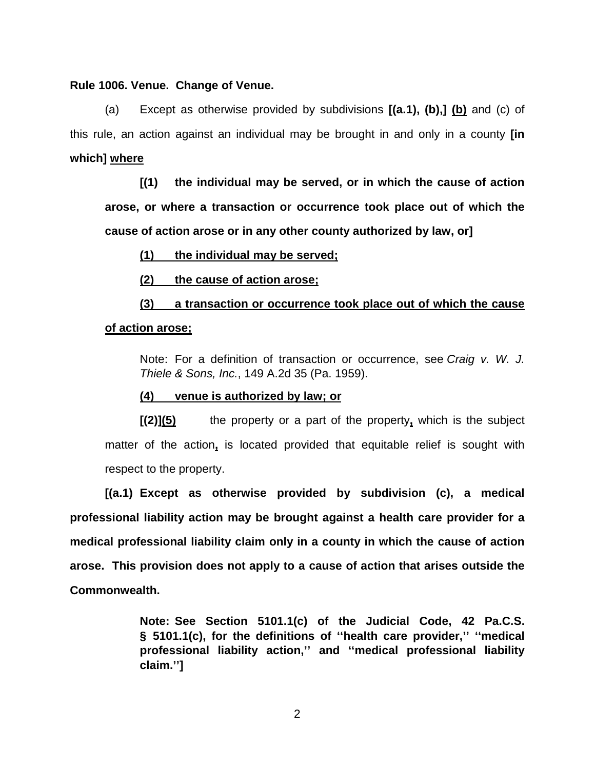**Rule 1006. Venue. Change of Venue.**

(a) Except as otherwise provided by subdivisions **[(a.1), (b),]** <u>**(b)**</u> and (c) of this rule, an action against an individual may be brought in and only in a county **[in which]** <u>**where**</u>

**[(1) the individual may be served, or in which the cause of action arose, or where a transaction or occurrence took place out of which the cause of action arose or in any other county authorized by law, or]**

<u>**(1) the individual may be served;**</u>

<u>**(2) the cause of action arose;**</u>

<u>**(3) a transaction or occurrence took place out of which the cause of action arose;**</u>

Note: For a definition of transaction or occurrence, see *Craig v. W. J. Thiele & Sons, Inc.*, 149 A.2d 35 (Pa. 1959).

<u>**(4) venue is authorized by law; or**</u>

**[(2)]**<u>**(5)**</u> the property or a part of the property<u>**,**</u> which is the subject matter of the action<u>**,**</u> is located provided that equitable relief is sought with respect to the property.

**[(a.1) Except as otherwise provided by subdivision (c), a medical professional liability action may be brought against a health care provider for a medical professional liability claim only in a county in which the cause of action arose. This provision does not apply to a cause of action that arises outside the Commonwealth.**

**Note: See Section 5101.1(c) of the Judicial Code, 42 Pa.C.S. § 5101.1(c), for the definitions of ''health care provider,'' ''medical professional liability action,'' and ''medical professional liability claim.'']**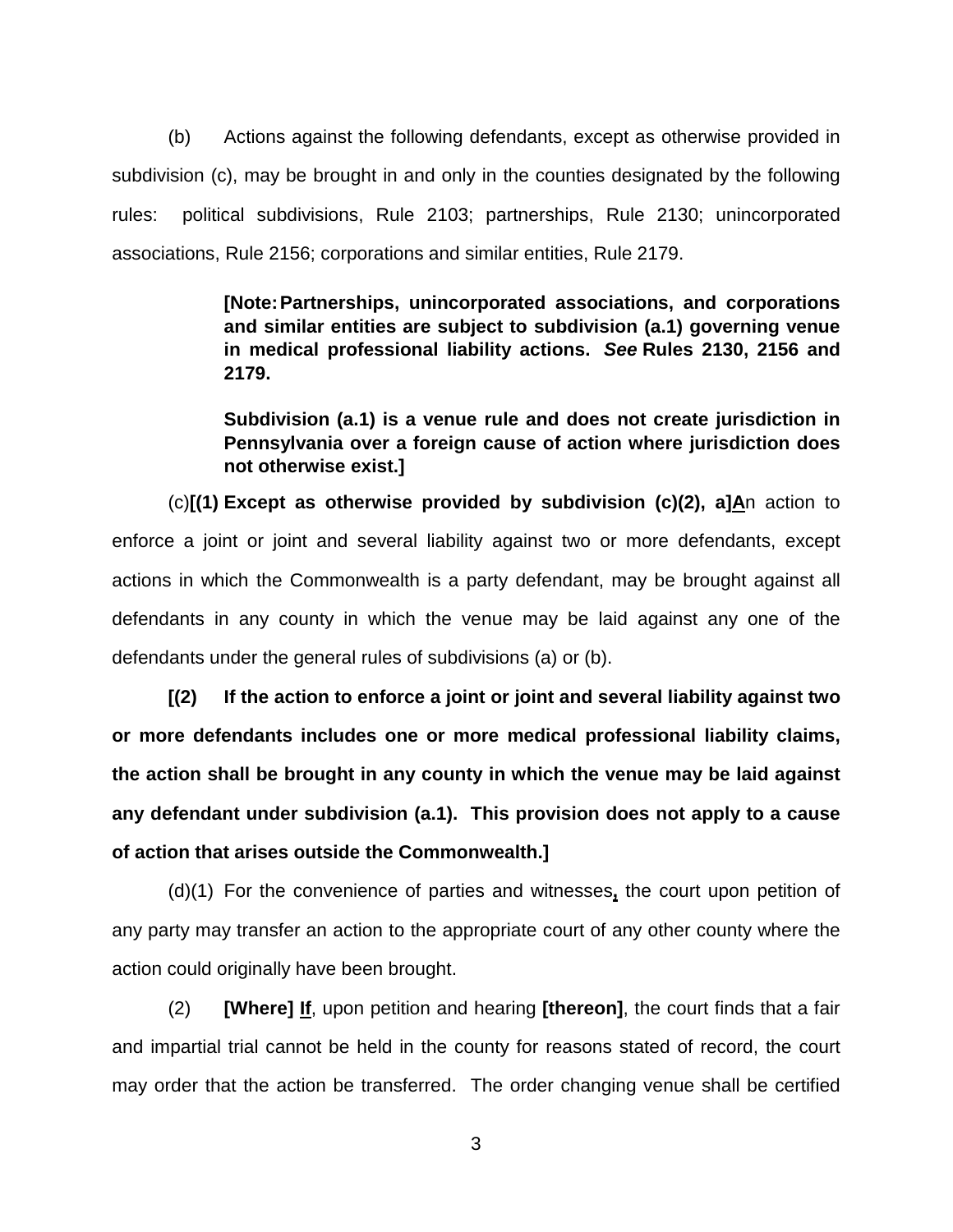(b) Actions against the following defendants, except as otherwise provided in subdivision (c), may be brought in and only in the counties designated by the following rules: political subdivisions, Rule 2103; partnerships, Rule 2130; unincorporated associations, Rule 2156; corporations and similar entities, Rule 2179.

> **[Note: Partnerships, unincorporated associations, and corporations and similar entities are subject to subdivision (a.1) governing venue in medical professional liability actions. *See* Rules 2130, 2156 and 2179.**
>
> **Subdivision (a.1) is a venue rule and does not create jurisdiction in Pennsylvania over a foreign cause of action where jurisdiction does not otherwise exist.]**

(c)**[(1) Except as otherwise provided by subdivision (c)(2), a]**<u>**A**</u>n action to enforce a joint or joint and several liability against two or more defendants, except actions in which the Commonwealth is a party defendant, may be brought against all defendants in any county in which the venue may be laid against any one of the defendants under the general rules of subdivisions (a) or (b).

**[(2) If the action to enforce a joint or joint and several liability against two or more defendants includes one or more medical professional liability claims, the action shall be brought in any county in which the venue may be laid against any defendant under subdivision (a.1). This provision does not apply to a cause of action that arises outside the Commonwealth.]**

(d)(1) For the convenience of parties and witnesses<u>**,**</u> the court upon petition of any party may transfer an action to the appropriate court of any other county where the action could originally have been brought.

(2) **[Where]** <u>**If**</u>, upon petition and hearing **[thereon]**, the court finds that a fair and impartial trial cannot be held in the county for reasons stated of record, the court may order that the action be transferred. The order changing venue shall be certified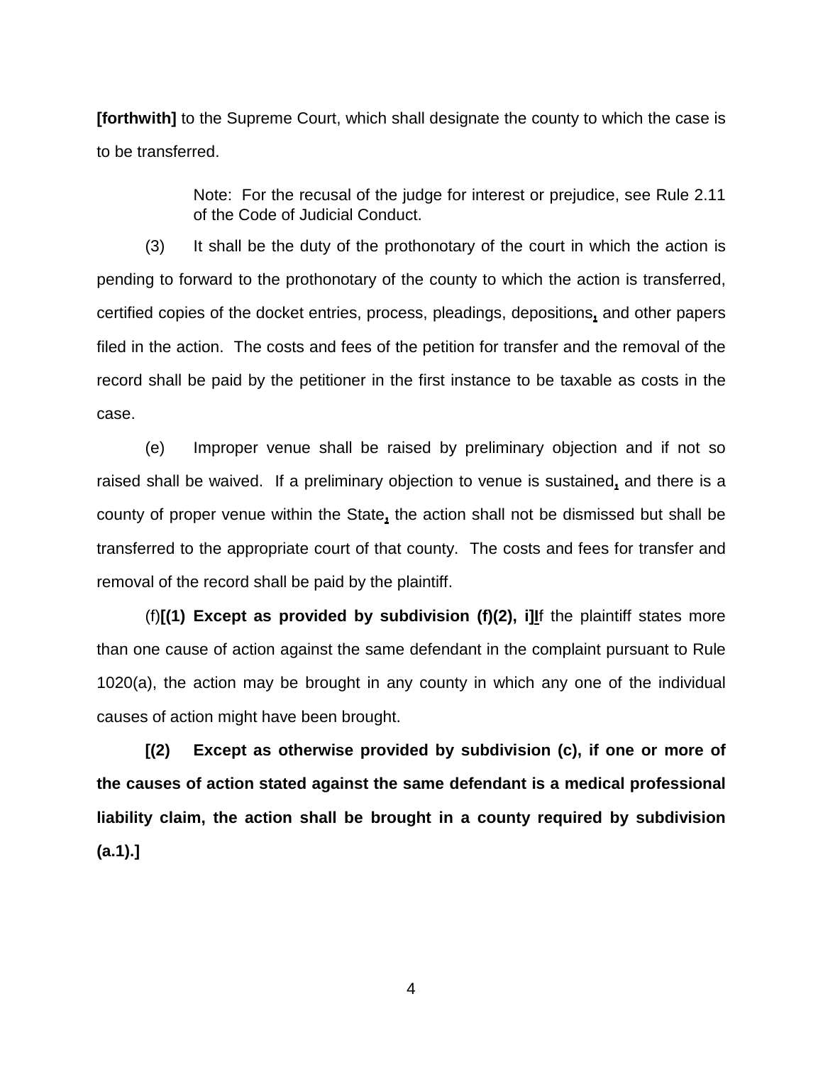**[forthwith]** to the Supreme Court, which shall designate the county to which the case is to be transferred.

> Note: For the recusal of the judge for interest or prejudice, see Rule 2.11 of the Code of Judicial Conduct.

(3) It shall be the duty of the prothonotary of the court in which the action is pending to forward to the prothonotary of the county to which the action is transferred, certified copies of the docket entries, process, pleadings, depositions**,** and other papers filed in the action. The costs and fees of the petition for transfer and the removal of the record shall be paid by the petitioner in the first instance to be taxable as costs in the case.

(e) Improper venue shall be raised by preliminary objection and if not so raised shall be waived. If a preliminary objection to venue is sustained**,** and there is a county of proper venue within the State**,** the action shall not be dismissed but shall be transferred to the appropriate court of that county. The costs and fees for transfer and removal of the record shall be paid by the plaintiff.

(f)**[(1) Except as provided by subdivision (f)(2), i]I**f the plaintiff states more than one cause of action against the same defendant in the complaint pursuant to Rule 1020(a), the action may be brought in any county in which any one of the individual causes of action might have been brought.

**[(2) Except as otherwise provided by subdivision (c), if one or more of the causes of action stated against the same defendant is a medical professional liability claim, the action shall be brought in a county required by subdivision (a.1).]**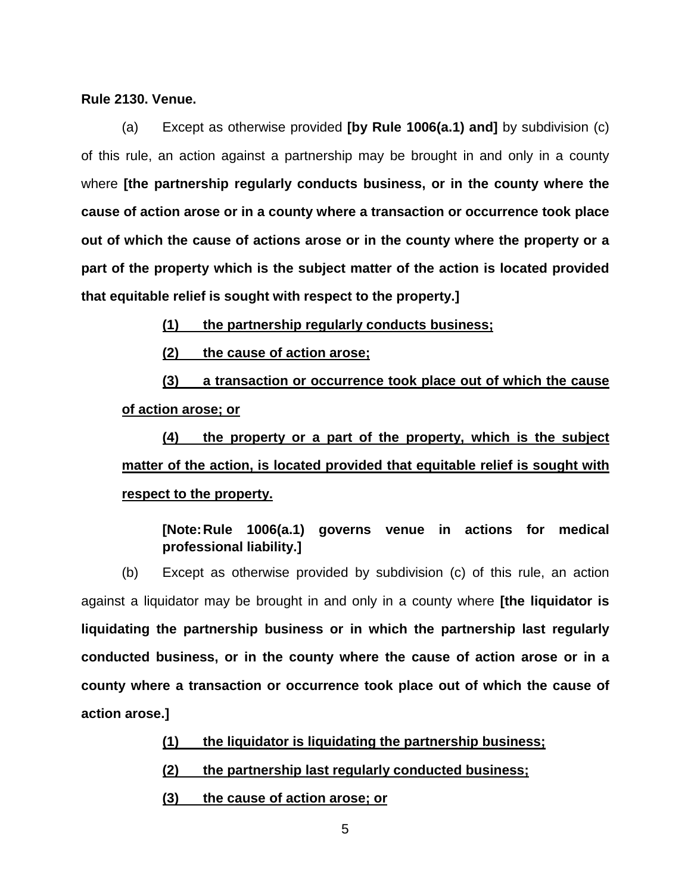**Rule 2130. Venue.**

(a) Except as otherwise provided **[by Rule 1006(a.1) and]** by subdivision (c) of this rule, an action against a partnership may be brought in and only in a county where **[the partnership regularly conducts business, or in the county where the cause of action arose or in a county where a transaction or occurrence took place out of which the cause of actions arose or in the county where the property or a part of the property which is the subject matter of the action is located provided that equitable relief is sought with respect to the property.]**

<u>**(1) the partnership regularly conducts business;**</u>

<u>**(2) the cause of action arose;**</u>

<u>**(3) a transaction or occurrence took place out of which the cause of action arose; or**</u>

<u>**(4) the property or a part of the property, which is the subject matter of the action, is located provided that equitable relief is sought with respect to the property.**</u>

**[Note: Rule 1006(a.1) governs venue in actions for medical professional liability.]**

(b) Except as otherwise provided by subdivision (c) of this rule, an action against a liquidator may be brought in and only in a county where **[the liquidator is liquidating the partnership business or in which the partnership last regularly conducted business, or in the county where the cause of action arose or in a county where a transaction or occurrence took place out of which the cause of action arose.]**

<u>**(1) the liquidator is liquidating the partnership business;**</u>

<u>**(2) the partnership last regularly conducted business;**</u>

<u>**(3) the cause of action arose; or**</u>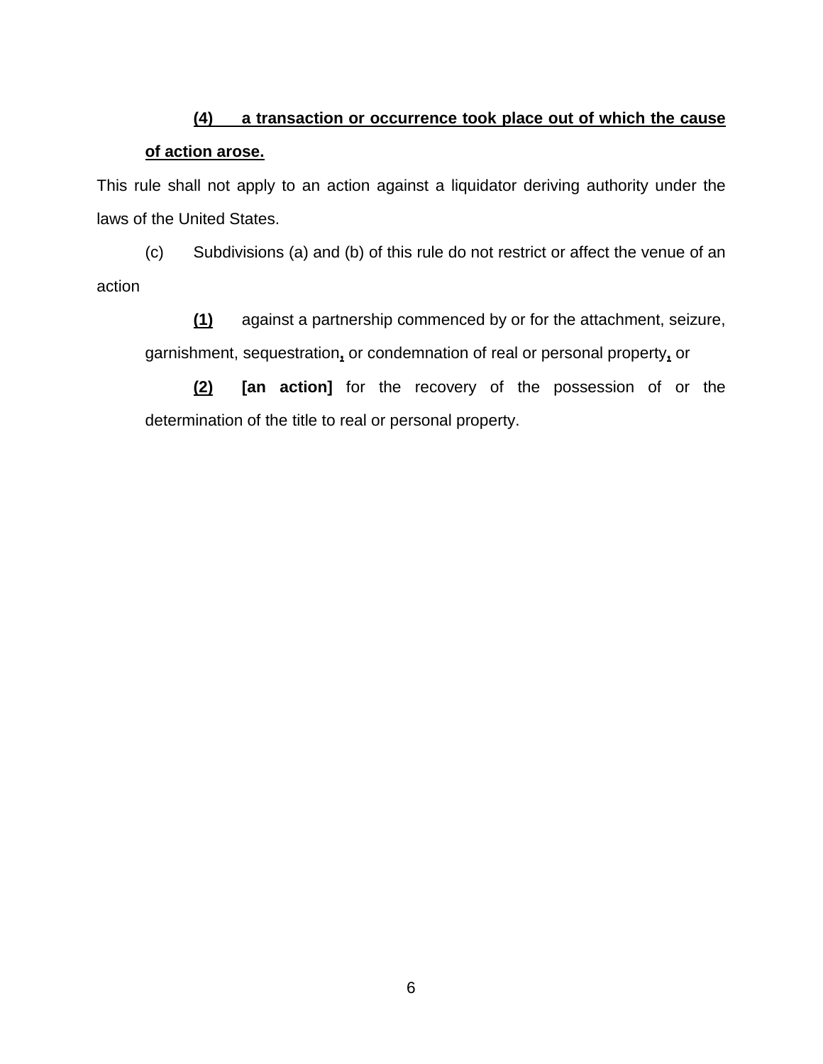**<u>(4) a transaction or occurrence took place out of which the cause of action arose.</u>**

This rule shall not apply to an action against a liquidator deriving authority under the laws of the United States.

(c) Subdivisions (a) and (b) of this rule do not restrict or affect the venue of an action

**<u>(1)</u>** against a partnership commenced by or for the attachment, seizure, garnishment, sequestration**<u>,</u>** or condemnation of real or personal property**<u>,</u>** or

**<u>(2)</u>** **[an action]** for the recovery of the possession of or the determination of the title to real or personal property.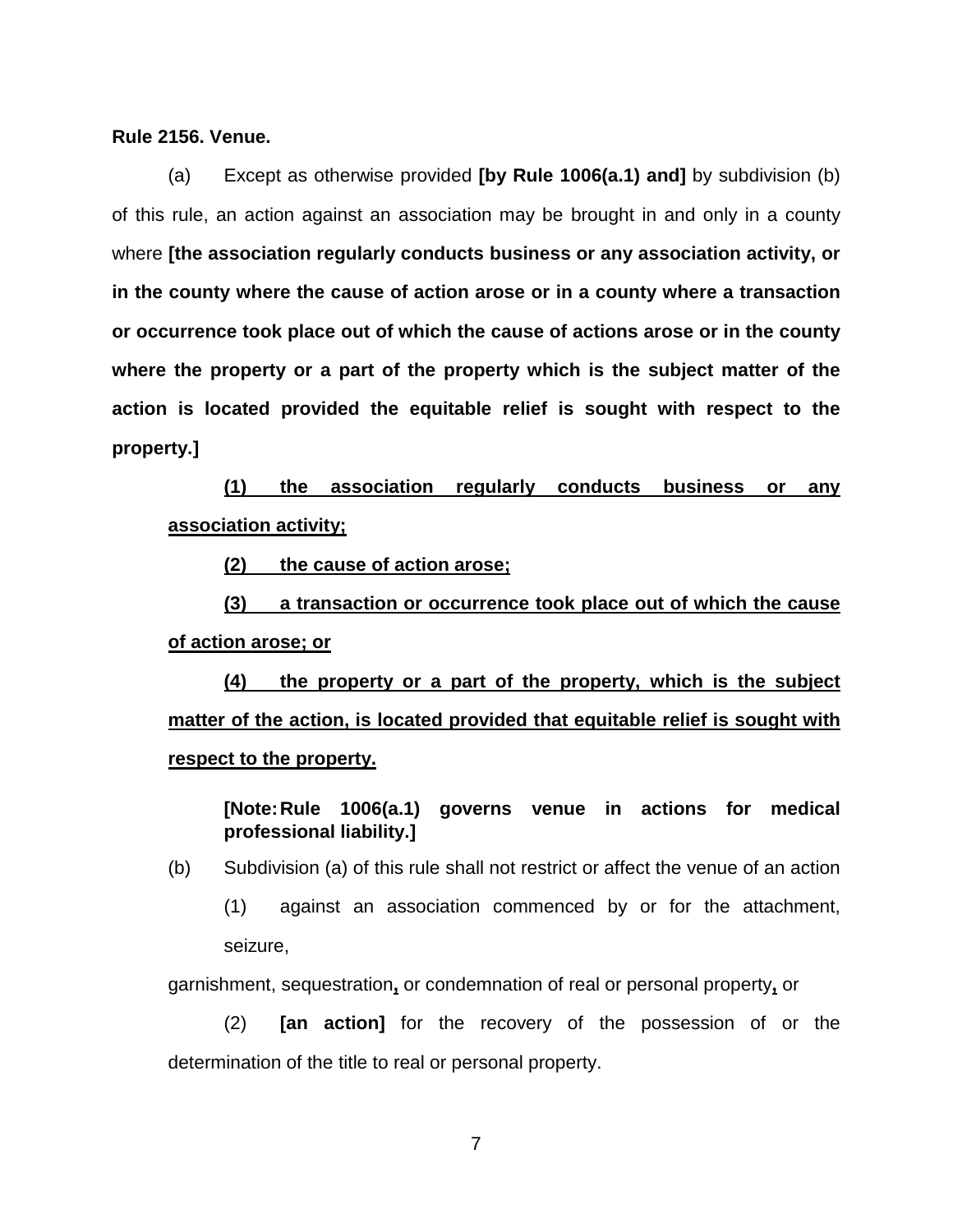**Rule 2156. Venue.**

(a) Except as otherwise provided **[by Rule 1006(a.1) and]** by subdivision (b) of this rule, an action against an association may be brought in and only in a county where **[the association regularly conducts business or any association activity, or in the county where the cause of action arose or in a county where a transaction or occurrence took place out of which the cause of actions arose or in the county where the property or a part of the property which is the subject matter of the action is located provided the equitable relief is sought with respect to the property.]**

<u>**(1) the association regularly conducts business or any association activity;**</u>

<u>**(2) the cause of action arose;**</u>

<u>**(3) a transaction or occurrence took place out of which the cause of action arose; or**</u>

<u>**(4) the property or a part of the property, which is the subject matter of the action, is located provided that equitable relief is sought with respect to the property.**</u>

**[Note: Rule 1006(a.1) governs venue in actions for medical professional liability.]**

(b) Subdivision (a) of this rule shall not restrict or affect the venue of an action

(1) against an association commenced by or for the attachment, seizure, garnishment, sequestration<u>,</u> or condemnation of real or personal property<u>,</u> or

(2) **[an action]** for the recovery of the possession of or the determination of the title to real or personal property.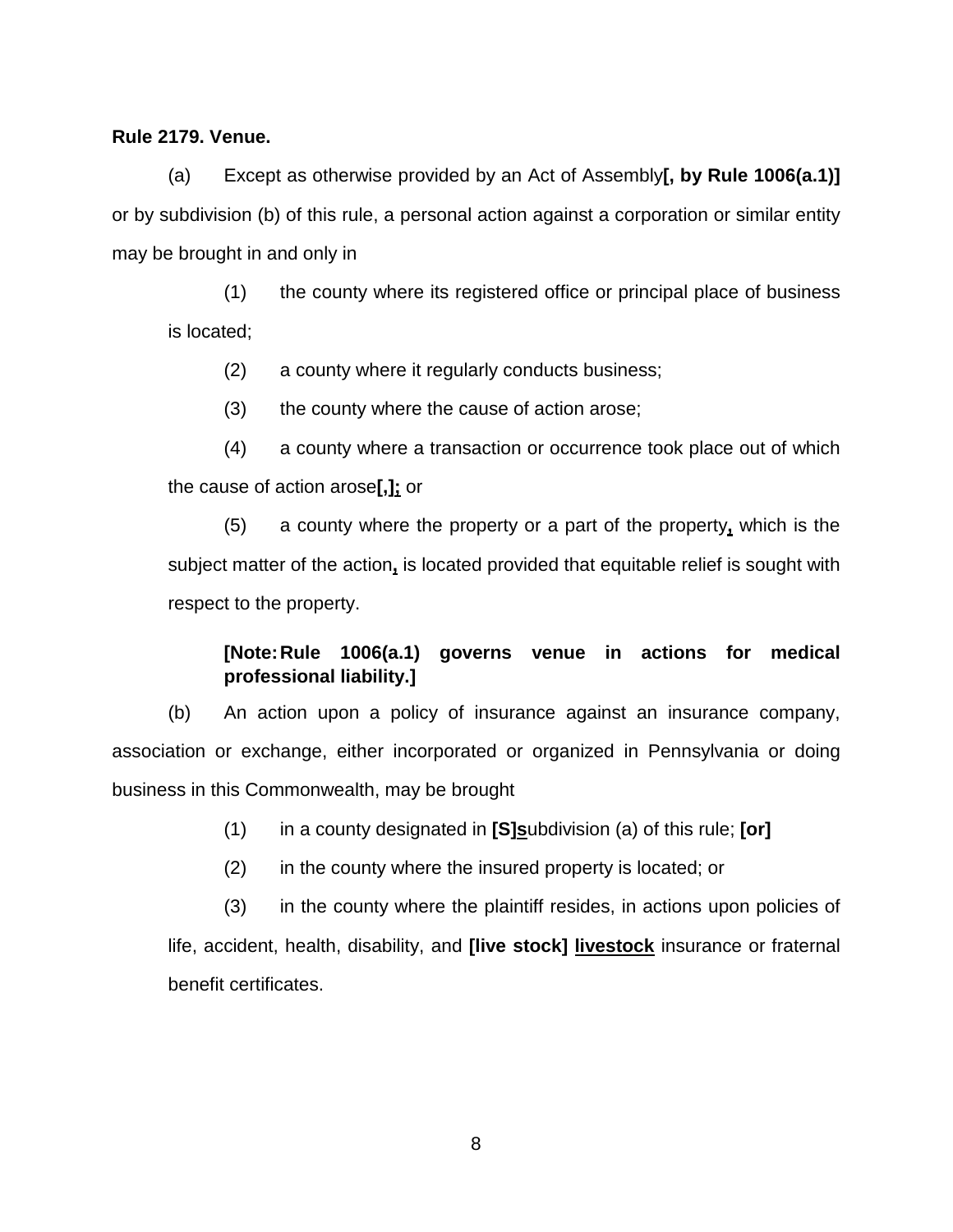**Rule 2179. Venue.**

(a) Except as otherwise provided by an Act of Assembly**[, by Rule 1006(a.1)]** or by subdivision (b) of this rule, a personal action against a corporation or similar entity may be brought in and only in

(1) the county where its registered office or principal place of business is located;

(2) a county where it regularly conducts business;

(3) the county where the cause of action arose;

(4) a county where a transaction or occurrence took place out of which the cause of action arose**[,]<u>;</u>** or

(5) a county where the property or a part of the property**<u>,</u>** which is the subject matter of the action**<u>,</u>** is located provided that equitable relief is sought with respect to the property.

> **[Note: Rule 1006(a.1) governs venue in actions for medical professional liability.]**

(b) An action upon a policy of insurance against an insurance company, association or exchange, either incorporated or organized in Pennsylvania or doing business in this Commonwealth, may be brought

(1) in a county designated in **[S]<u>s</u>**ubdivision (a) of this rule; **[or]**

(2) in the county where the insured property is located; or

(3) in the county where the plaintiff resides, in actions upon policies of life, accident, health, disability, and **[live stock] <u>livestock</u>** insurance or fraternal benefit certificates.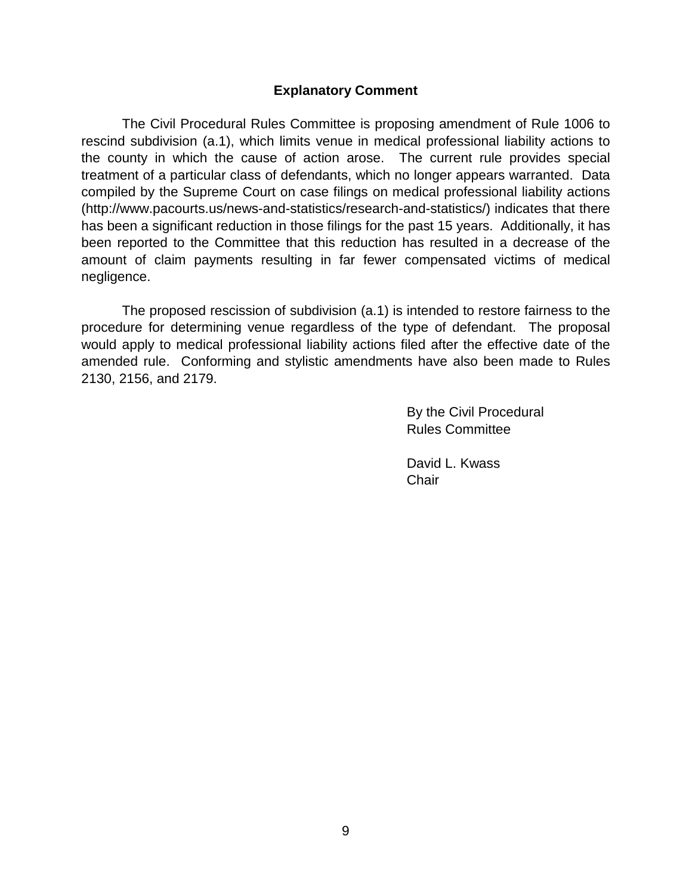**Explanatory Comment**

The Civil Procedural Rules Committee is proposing amendment of Rule 1006 to rescind subdivision (a.1), which limits venue in medical professional liability actions to the county in which the cause of action arose. The current rule provides special treatment of a particular class of defendants, which no longer appears warranted. Data compiled by the Supreme Court on case filings on medical professional liability actions (http://www.pacourts.us/news-and-statistics/research-and-statistics/) indicates that there has been a significant reduction in those filings for the past 15 years. Additionally, it has been reported to the Committee that this reduction has resulted in a decrease of the amount of claim payments resulting in far fewer compensated victims of medical negligence.

The proposed rescission of subdivision (a.1) is intended to restore fairness to the procedure for determining venue regardless of the type of defendant. The proposal would apply to medical professional liability actions filed after the effective date of the amended rule. Conforming and stylistic amendments have also been made to Rules 2130, 2156, and 2179.

By the Civil Procedural
Rules Committee

David L. Kwass
Chair